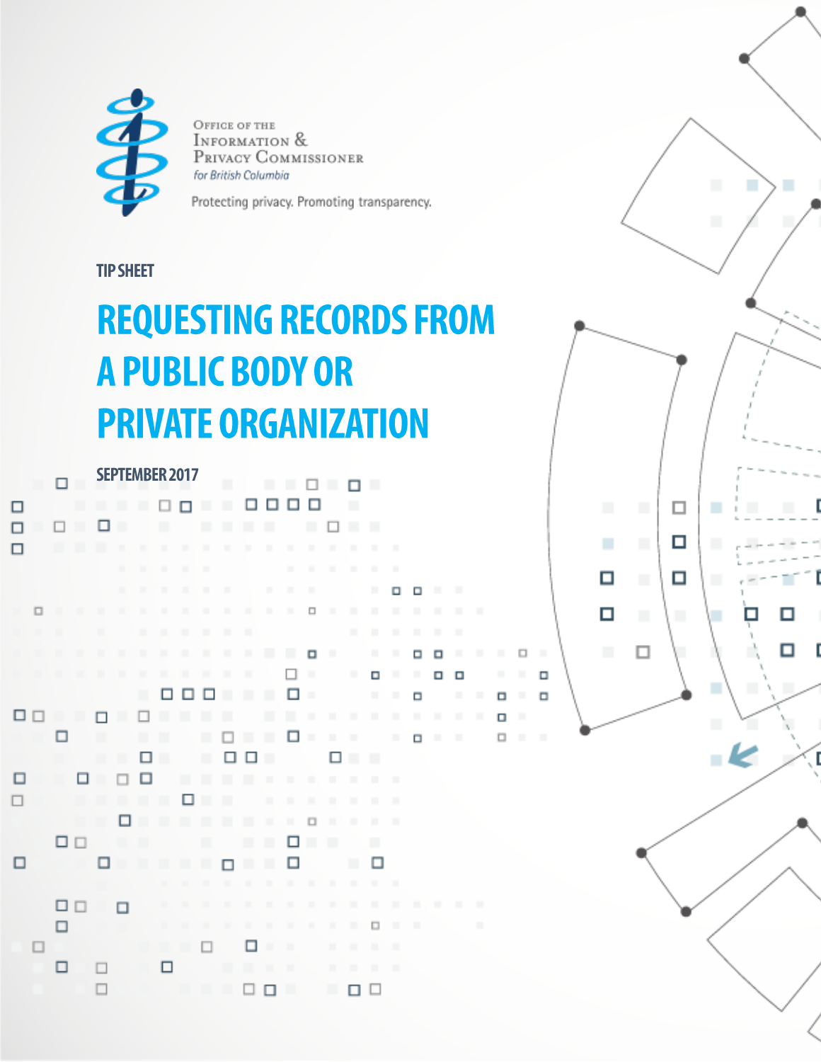Office of the
Information &
Privacy Commissioner
*for British Columbia*

Protecting privacy. Promoting transparency.

TIP SHEET

# REQUESTING RECORDS FROM A PUBLIC BODY OR PRIVATE ORGANIZATION

SEPTEMBER 2017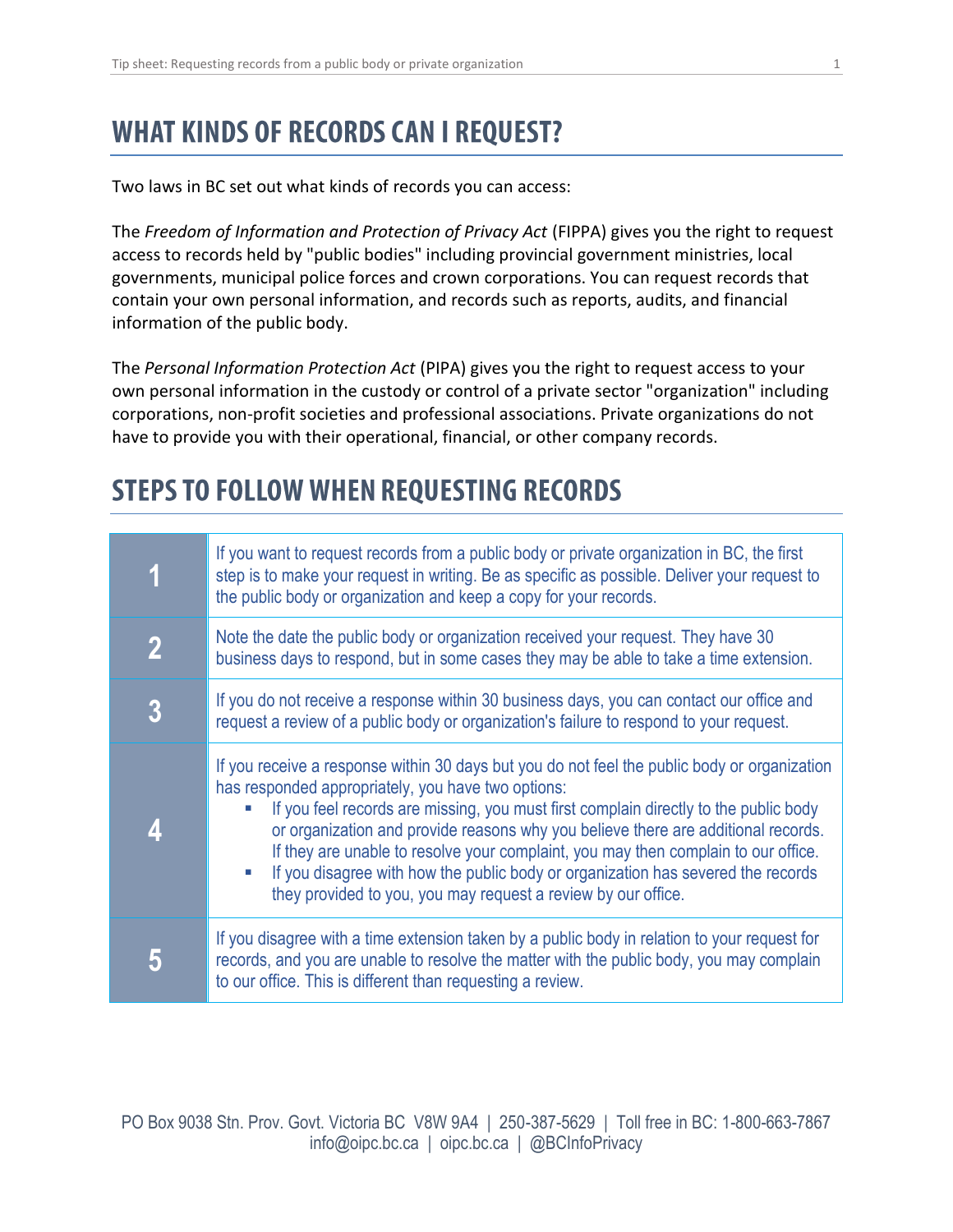## WHAT KINDS OF RECORDS CAN I REQUEST?

Two laws in BC set out what kinds of records you can access:

The *Freedom of Information and Protection of Privacy Act* (FIPPA) gives you the right to request access to records held by "public bodies" including provincial government ministries, local governments, municipal police forces and crown corporations. You can request records that contain your own personal information, and records such as reports, audits, and financial information of the public body.

The *Personal Information Protection Act* (PIPA) gives you the right to request access to your own personal information in the custody or control of a private sector "organization" including corporations, non-profit societies and professional associations. Private organizations do not have to provide you with their operational, financial, or other company records.

## STEPS TO FOLLOW WHEN REQUESTING RECORDS

| | |
|---|---|
| **1** | If you want to request records from a public body or private organization in BC, the first step is to make your request in writing. Be as specific as possible. Deliver your request to the public body or organization and keep a copy for your records. |
| **2** | Note the date the public body or organization received your request. They have 30 business days to respond, but in some cases they may be able to take a time extension. |
| **3** | If you do not receive a response within 30 business days, you can contact our office and request a review of a public body or organization's failure to respond to your request. |
| **4** | If you receive a response within 30 days but you do not feel the public body or organization has responded appropriately, you have two options:<br>▪ If you feel records are missing, you must first complain directly to the public body or organization and provide reasons why you believe there are additional records. If they are unable to resolve your complaint, you may then complain to our office.<br>▪ If you disagree with how the public body or organization has severed the records they provided to you, you may request a review by our office. |
| **5** | If you disagree with a time extension taken by a public body in relation to your request for records, and you are unable to resolve the matter with the public body, you may complain to our office. This is different than requesting a review. |

PO Box 9038 Stn. Prov. Govt. Victoria BC V8W 9A4 | 250-387-5629 | Toll free in BC: 1-800-663-7867
info@oipc.bc.ca | oipc.bc.ca | @BCInfoPrivacy